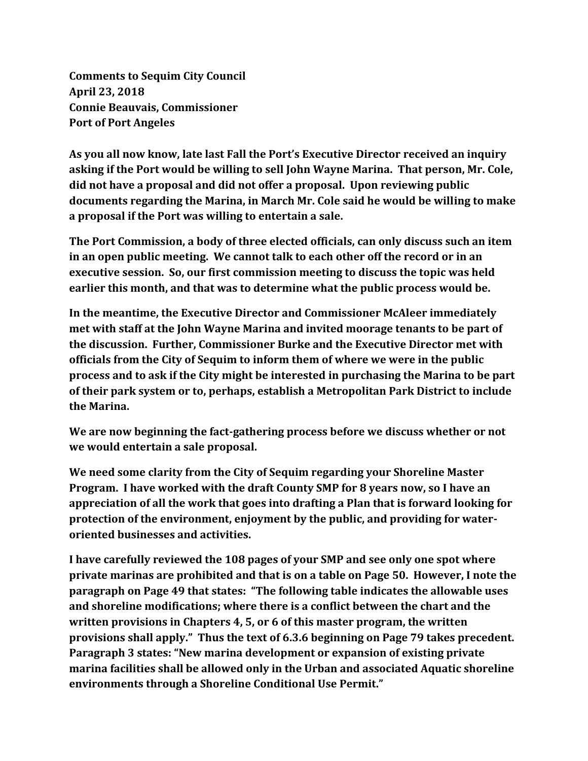**Comments to Sequim City Council**
**April 23, 2018**
**Connie Beauvais, Commissioner**
**Port of Port Angeles**

**As you all now know, late last Fall the Port's Executive Director received an inquiry asking if the Port would be willing to sell John Wayne Marina. That person, Mr. Cole, did not have a proposal and did not offer a proposal. Upon reviewing public documents regarding the Marina, in March Mr. Cole said he would be willing to make a proposal if the Port was willing to entertain a sale.**

**The Port Commission, a body of three elected officials, can only discuss such an item in an open public meeting. We cannot talk to each other off the record or in an executive session. So, our first commission meeting to discuss the topic was held earlier this month, and that was to determine what the public process would be.**

**In the meantime, the Executive Director and Commissioner McAleer immediately met with staff at the John Wayne Marina and invited moorage tenants to be part of the discussion. Further, Commissioner Burke and the Executive Director met with officials from the City of Sequim to inform them of where we were in the public process and to ask if the City might be interested in purchasing the Marina to be part of their park system or to, perhaps, establish a Metropolitan Park District to include the Marina.**

**We are now beginning the fact-gathering process before we discuss whether or not we would entertain a sale proposal.**

**We need some clarity from the City of Sequim regarding your Shoreline Master Program. I have worked with the draft County SMP for 8 years now, so I have an appreciation of all the work that goes into drafting a Plan that is forward looking for protection of the environment, enjoyment by the public, and providing for water-oriented businesses and activities.**

**I have carefully reviewed the 108 pages of your SMP and see only one spot where private marinas are prohibited and that is on a table on Page 50. However, I note the paragraph on Page 49 that states: "The following table indicates the allowable uses and shoreline modifications; where there is a conflict between the chart and the written provisions in Chapters 4, 5, or 6 of this master program, the written provisions shall apply." Thus the text of 6.3.6 beginning on Page 79 takes precedent. Paragraph 3 states: "New marina development or expansion of existing private marina facilities shall be allowed only in the Urban and associated Aquatic shoreline environments through a Shoreline Conditional Use Permit."**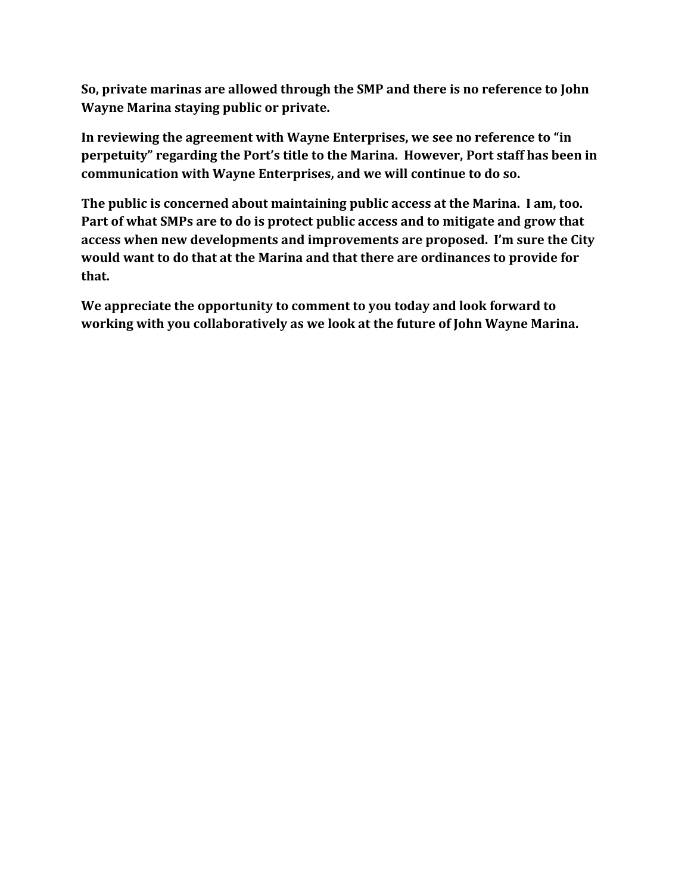**So, private marinas are allowed through the SMP and there is no reference to John Wayne Marina staying public or private.**

**In reviewing the agreement with Wayne Enterprises, we see no reference to "in perpetuity" regarding the Port's title to the Marina. However, Port staff has been in communication with Wayne Enterprises, and we will continue to do so.**

**The public is concerned about maintaining public access at the Marina. I am, too. Part of what SMPs are to do is protect public access and to mitigate and grow that access when new developments and improvements are proposed. I'm sure the City would want to do that at the Marina and that there are ordinances to provide for that.**

**We appreciate the opportunity to comment to you today and look forward to working with you collaboratively as we look at the future of John Wayne Marina.**